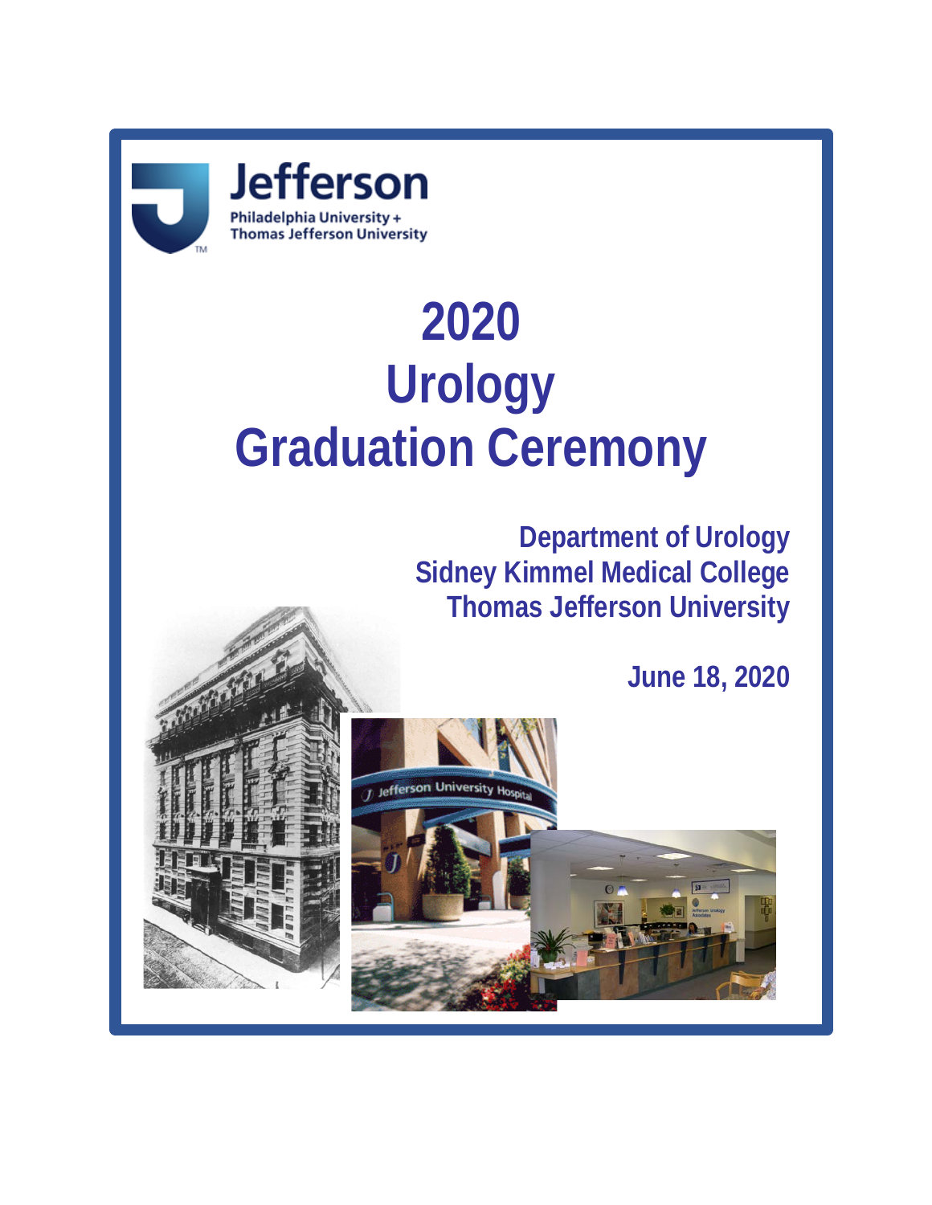Jefferson

Philadelphia University + Thomas Jefferson University

# 2020 Urology Graduation Ceremony

**Department of Urology**
**Sidney Kimmel Medical College**
**Thomas Jefferson University**

**June 18, 2020**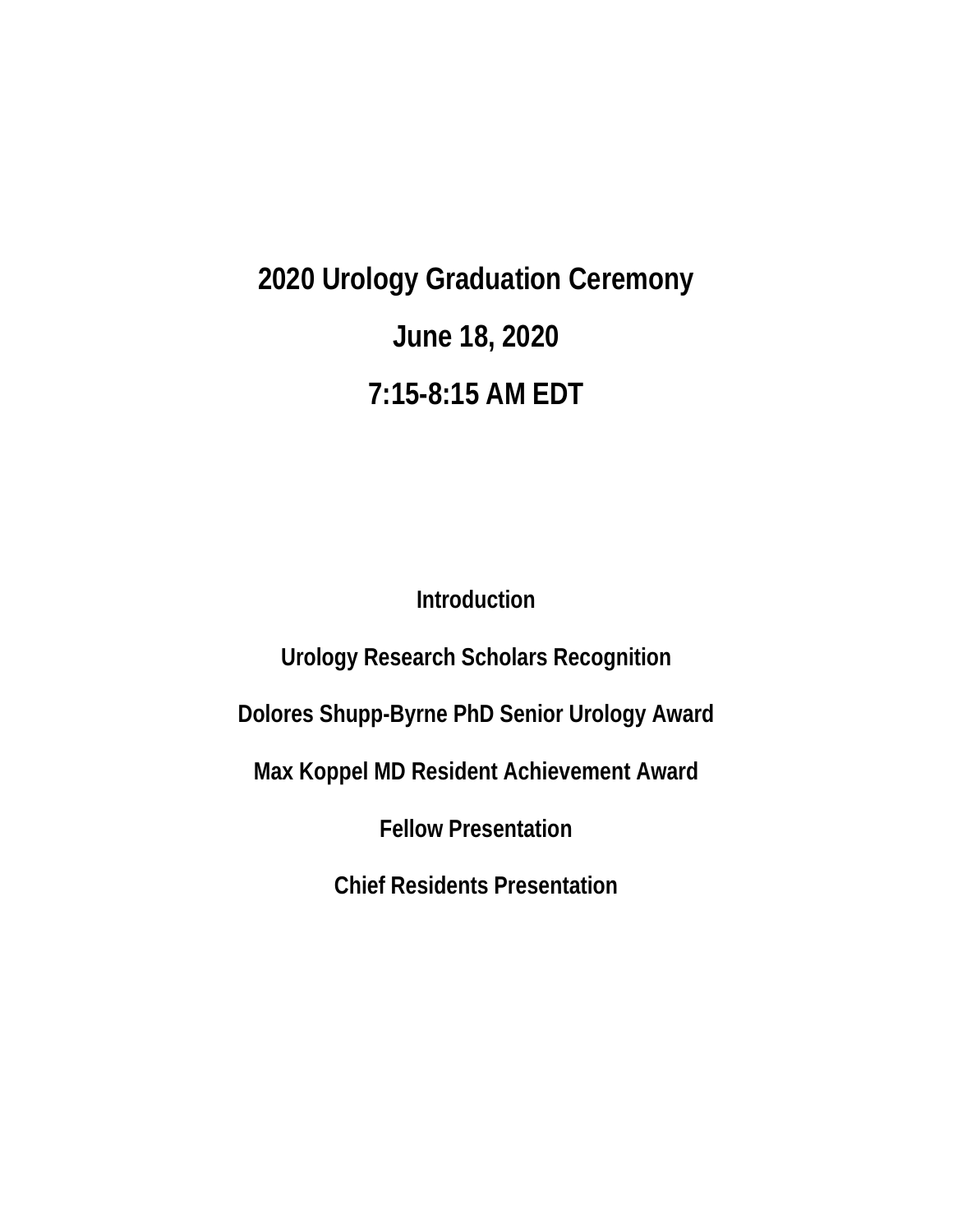# 2020 Urology Graduation Ceremony

## June 18, 2020

## 7:15-8:15 AM EDT

**Introduction**

**Urology Research Scholars Recognition**

**Dolores Shupp-Byrne PhD Senior Urology Award**

**Max Koppel MD Resident Achievement Award**

**Fellow Presentation**

**Chief Residents Presentation**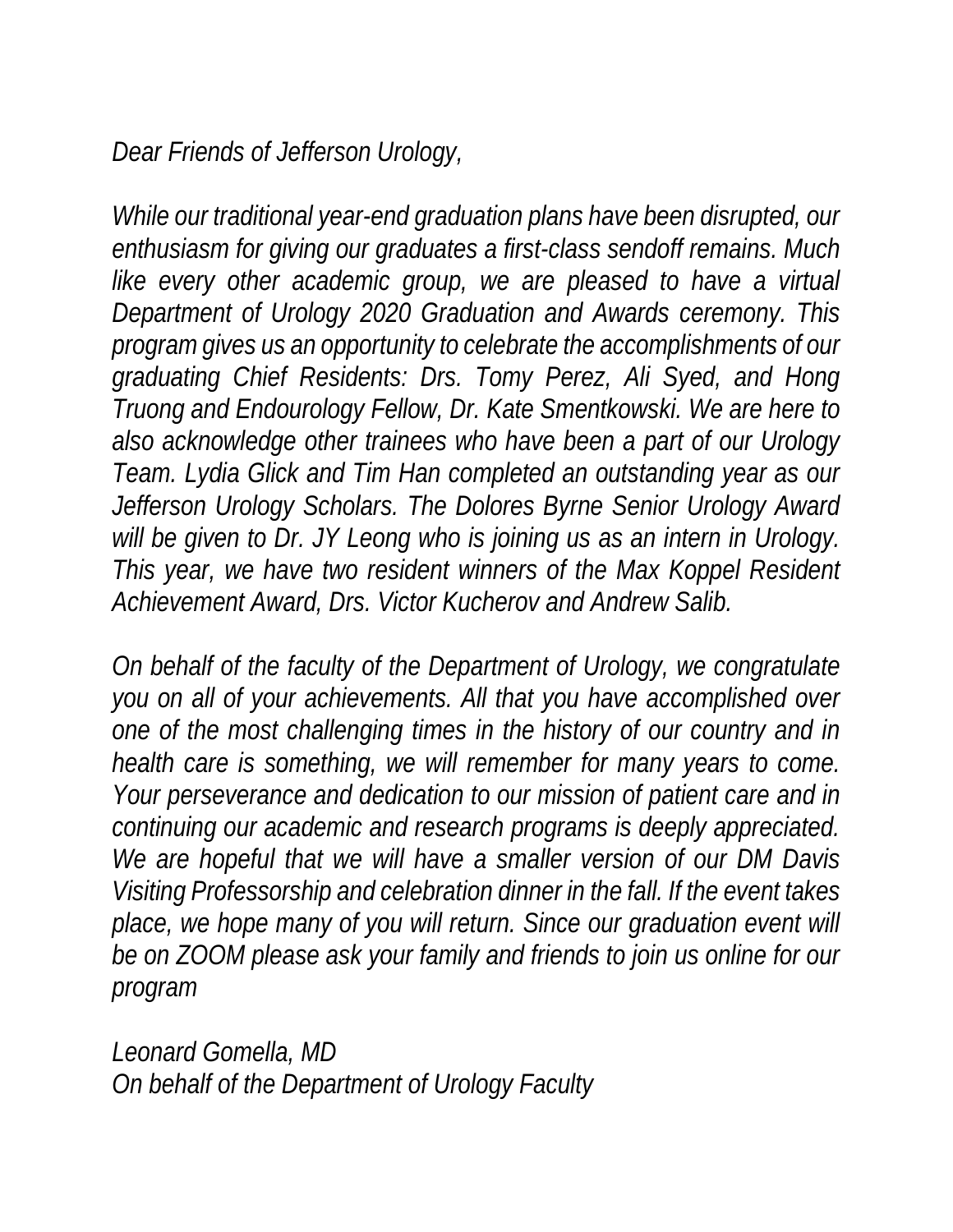*Dear Friends of Jefferson Urology,*

*While our traditional year-end graduation plans have been disrupted, our enthusiasm for giving our graduates a first-class sendoff remains. Much like every other academic group, we are pleased to have a virtual Department of Urology 2020 Graduation and Awards ceremony. This program gives us an opportunity to celebrate the accomplishments of our graduating Chief Residents: Drs. Tomy Perez, Ali Syed, and Hong Truong and Endourology Fellow, Dr. Kate Smentkowski. We are here to also acknowledge other trainees who have been a part of our Urology Team. Lydia Glick and Tim Han completed an outstanding year as our Jefferson Urology Scholars. The Dolores Byrne Senior Urology Award will be given to Dr. JY Leong who is joining us as an intern in Urology. This year, we have two resident winners of the Max Koppel Resident Achievement Award, Drs. Victor Kucherov and Andrew Salib.*

*On behalf of the faculty of the Department of Urology, we congratulate you on all of your achievements. All that you have accomplished over one of the most challenging times in the history of our country and in health care is something, we will remember for many years to come. Your perseverance and dedication to our mission of patient care and in continuing our academic and research programs is deeply appreciated. We are hopeful that we will have a smaller version of our DM Davis Visiting Professorship and celebration dinner in the fall. If the event takes place, we hope many of you will return. Since our graduation event will be on ZOOM please ask your family and friends to join us online for our program*

*Leonard Gomella, MD*
*On behalf of the Department of Urology Faculty*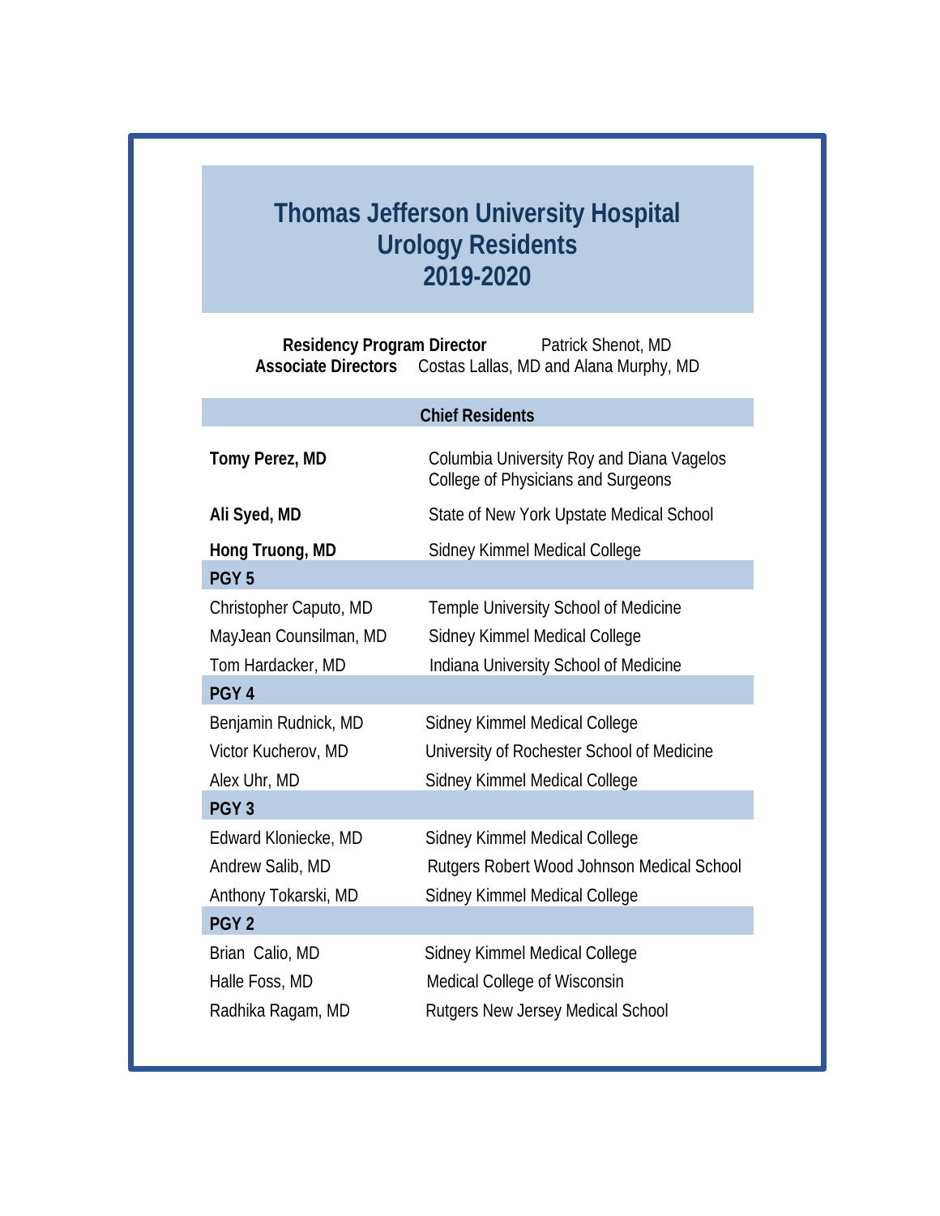# Thomas Jefferson University Hospital
# Urology Residents
# 2019-2020

**Residency Program Director** Patrick Shenot, MD
**Associate Directors** Costas Lallas, MD and Alana Murphy, MD

| **Chief Residents** | |
|---|---|
| **Tomy Perez, MD** | Columbia University Roy and Diana Vagelos College of Physicians and Surgeons |
| **Ali Syed, MD** | State of New York Upstate Medical School |
| **Hong Truong, MD** | Sidney Kimmel Medical College |
| **PGY 5** | |
| Christopher Caputo, MD | Temple University School of Medicine |
| MayJean Counsilman, MD | Sidney Kimmel Medical College |
| Tom Hardacker, MD | Indiana University School of Medicine |
| **PGY 4** | |
| Benjamin Rudnick, MD | Sidney Kimmel Medical College |
| Victor Kucherov, MD | University of Rochester School of Medicine |
| Alex Uhr, MD | Sidney Kimmel Medical College |
| **PGY 3** | |
| Edward Kloniecke, MD | Sidney Kimmel Medical College |
| Andrew Salib, MD | Rutgers Robert Wood Johnson Medical School |
| Anthony Tokarski, MD | Sidney Kimmel Medical College |
| **PGY 2** | |
| Brian Calio, MD | Sidney Kimmel Medical College |
| Halle Foss, MD | Medical College of Wisconsin |
| Radhika Ragam, MD | Rutgers New Jersey Medical School |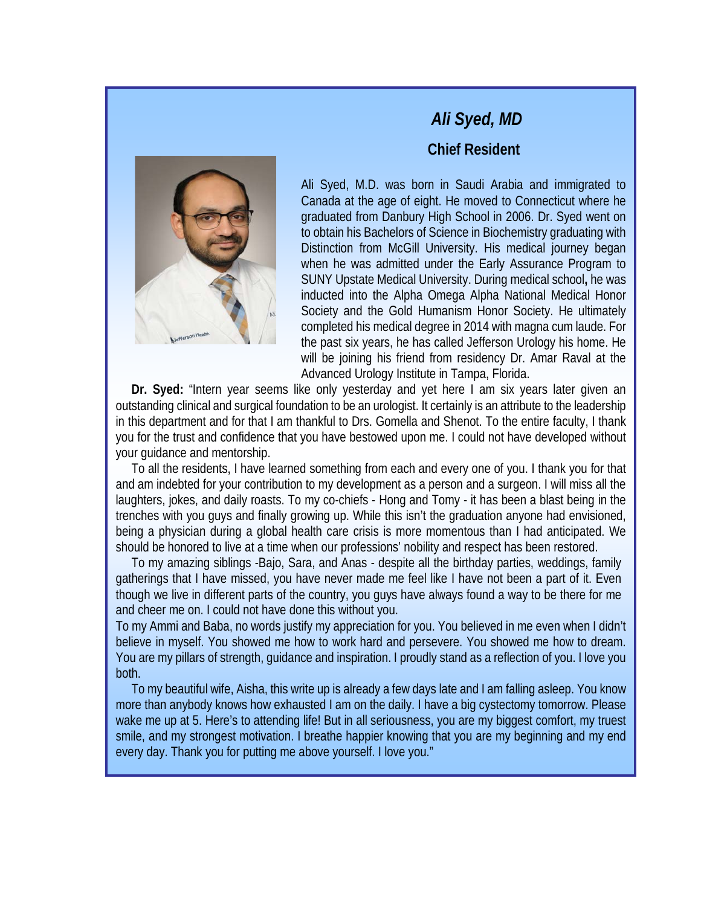## *Ali Syed, MD*

### Chief Resident

Ali Syed, M.D. was born in Saudi Arabia and immigrated to Canada at the age of eight. He moved to Connecticut where he graduated from Danbury High School in 2006. Dr. Syed went on to obtain his Bachelors of Science in Biochemistry graduating with Distinction from McGill University. His medical journey began when he was admitted under the Early Assurance Program to SUNY Upstate Medical University. During medical school**,** he was inducted into the Alpha Omega Alpha National Medical Honor Society and the Gold Humanism Honor Society. He ultimately completed his medical degree in 2014 with magna cum laude. For the past six years, he has called Jefferson Urology his home. He will be joining his friend from residency Dr. Amar Raval at the Advanced Urology Institute in Tampa, Florida.

**Dr. Syed:** "Intern year seems like only yesterday and yet here I am six years later given an outstanding clinical and surgical foundation to be an urologist. It certainly is an attribute to the leadership in this department and for that I am thankful to Drs. Gomella and Shenot. To the entire faculty, I thank you for the trust and confidence that you have bestowed upon me. I could not have developed without your guidance and mentorship.

To all the residents, I have learned something from each and every one of you. I thank you for that and am indebted for your contribution to my development as a person and a surgeon. I will miss all the laughters, jokes, and daily roasts. To my co-chiefs - Hong and Tomy - it has been a blast being in the trenches with you guys and finally growing up. While this isn't the graduation anyone had envisioned, being a physician during a global health care crisis is more momentous than I had anticipated. We should be honored to live at a time when our professions' nobility and respect has been restored.

To my amazing siblings -Bajo, Sara, and Anas - despite all the birthday parties, weddings, family gatherings that I have missed, you have never made me feel like I have not been a part of it. Even though we live in different parts of the country, you guys have always found a way to be there for me and cheer me on. I could not have done this without you.

To my Ammi and Baba, no words justify my appreciation for you. You believed in me even when I didn't believe in myself. You showed me how to work hard and persevere. You showed me how to dream. You are my pillars of strength, guidance and inspiration. I proudly stand as a reflection of you. I love you both.

To my beautiful wife, Aisha, this write up is already a few days late and I am falling asleep. You know more than anybody knows how exhausted I am on the daily. I have a big cystectomy tomorrow. Please wake me up at 5. Here's to attending life! But in all seriousness, you are my biggest comfort, my truest smile, and my strongest motivation. I breathe happier knowing that you are my beginning and my end every day. Thank you for putting me above yourself. I love you."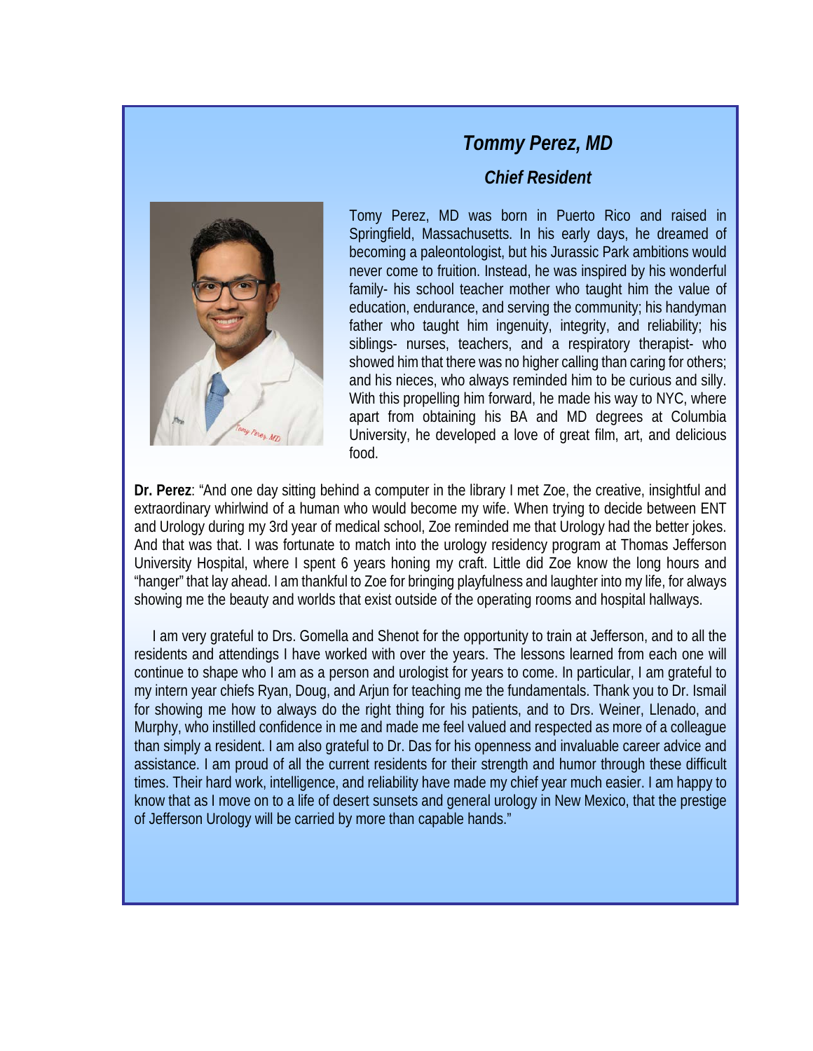## *Tommy Perez, MD*

### *Chief Resident*

Tomy Perez, MD was born in Puerto Rico and raised in Springfield, Massachusetts. In his early days, he dreamed of becoming a paleontologist, but his Jurassic Park ambitions would never come to fruition. Instead, he was inspired by his wonderful family- his school teacher mother who taught him the value of education, endurance, and serving the community; his handyman father who taught him ingenuity, integrity, and reliability; his siblings- nurses, teachers, and a respiratory therapist- who showed him that there was no higher calling than caring for others; and his nieces, who always reminded him to be curious and silly. With this propelling him forward, he made his way to NYC, where apart from obtaining his BA and MD degrees at Columbia University, he developed a love of great film, art, and delicious food.

**Dr. Perez**: "And one day sitting behind a computer in the library I met Zoe, the creative, insightful and extraordinary whirlwind of a human who would become my wife. When trying to decide between ENT and Urology during my 3rd year of medical school, Zoe reminded me that Urology had the better jokes. And that was that. I was fortunate to match into the urology residency program at Thomas Jefferson University Hospital, where I spent 6 years honing my craft. Little did Zoe know the long hours and "hanger" that lay ahead. I am thankful to Zoe for bringing playfulness and laughter into my life, for always showing me the beauty and worlds that exist outside of the operating rooms and hospital hallways.

I am very grateful to Drs. Gomella and Shenot for the opportunity to train at Jefferson, and to all the residents and attendings I have worked with over the years. The lessons learned from each one will continue to shape who I am as a person and urologist for years to come. In particular, I am grateful to my intern year chiefs Ryan, Doug, and Arjun for teaching me the fundamentals. Thank you to Dr. Ismail for showing me how to always do the right thing for his patients, and to Drs. Weiner, Llenado, and Murphy, who instilled confidence in me and made me feel valued and respected as more of a colleague than simply a resident. I am also grateful to Dr. Das for his openness and invaluable career advice and assistance. I am proud of all the current residents for their strength and humor through these difficult times. Their hard work, intelligence, and reliability have made my chief year much easier. I am happy to know that as I move on to a life of desert sunsets and general urology in New Mexico, that the prestige of Jefferson Urology will be carried by more than capable hands."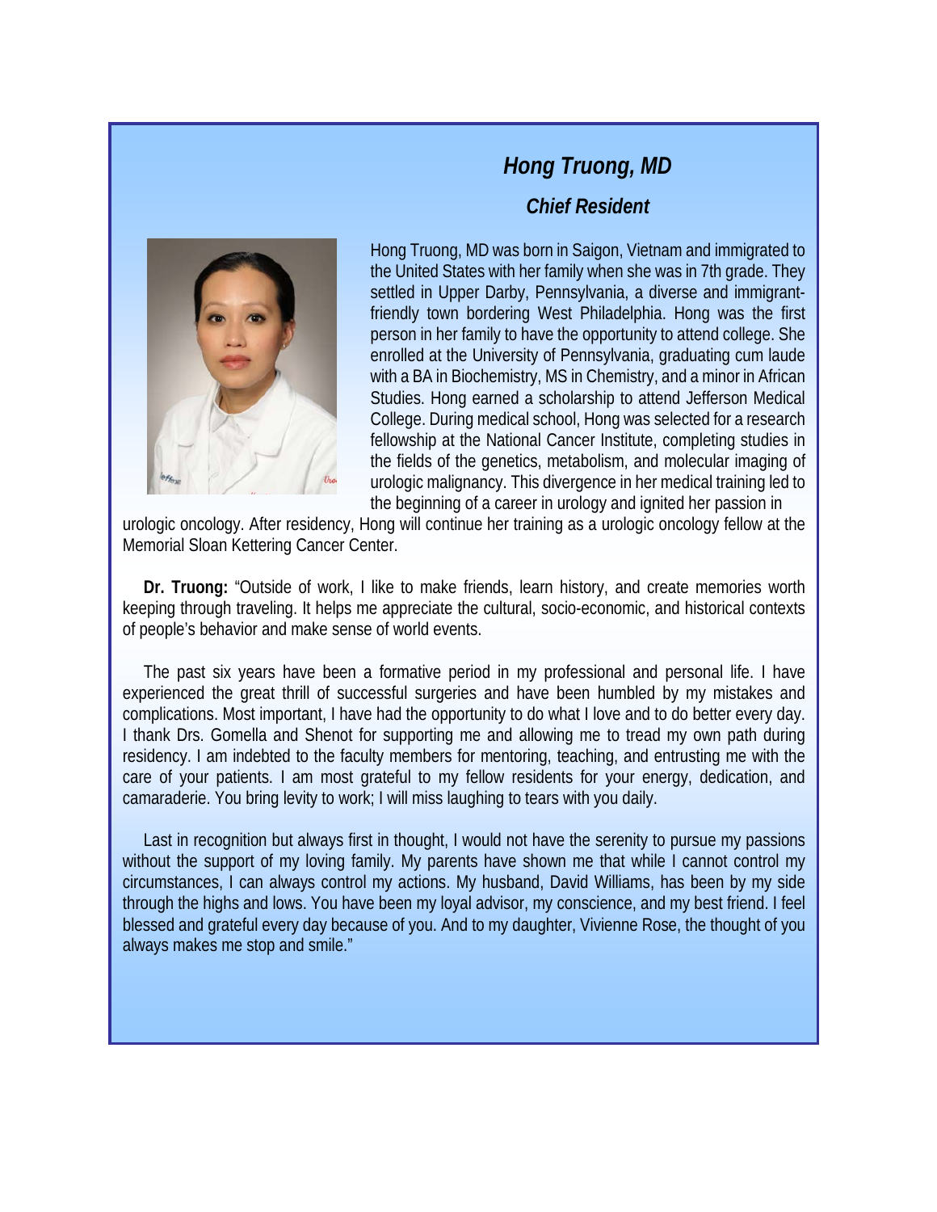## *Hong Truong, MD*

### *Chief Resident*

Hong Truong, MD was born in Saigon, Vietnam and immigrated to the United States with her family when she was in 7th grade. They settled in Upper Darby, Pennsylvania, a diverse and immigrant-friendly town bordering West Philadelphia. Hong was the first person in her family to have the opportunity to attend college. She enrolled at the University of Pennsylvania, graduating cum laude with a BA in Biochemistry, MS in Chemistry, and a minor in African Studies. Hong earned a scholarship to attend Jefferson Medical College. During medical school, Hong was selected for a research fellowship at the National Cancer Institute, completing studies in the fields of the genetics, metabolism, and molecular imaging of urologic malignancy. This divergence in her medical training led to the beginning of a career in urology and ignited her passion in urologic oncology. After residency, Hong will continue her training as a urologic oncology fellow at the Memorial Sloan Kettering Cancer Center.

**Dr. Truong:** "Outside of work, I like to make friends, learn history, and create memories worth keeping through traveling. It helps me appreciate the cultural, socio-economic, and historical contexts of people's behavior and make sense of world events.

The past six years have been a formative period in my professional and personal life. I have experienced the great thrill of successful surgeries and have been humbled by my mistakes and complications. Most important, I have had the opportunity to do what I love and to do better every day. I thank Drs. Gomella and Shenot for supporting me and allowing me to tread my own path during residency. I am indebted to the faculty members for mentoring, teaching, and entrusting me with the care of your patients. I am most grateful to my fellow residents for your energy, dedication, and camaraderie. You bring levity to work; I will miss laughing to tears with you daily.

Last in recognition but always first in thought, I would not have the serenity to pursue my passions without the support of my loving family. My parents have shown me that while I cannot control my circumstances, I can always control my actions. My husband, David Williams, has been by my side through the highs and lows. You have been my loyal advisor, my conscience, and my best friend. I feel blessed and grateful every day because of you. And to my daughter, Vivienne Rose, the thought of you always makes me stop and smile."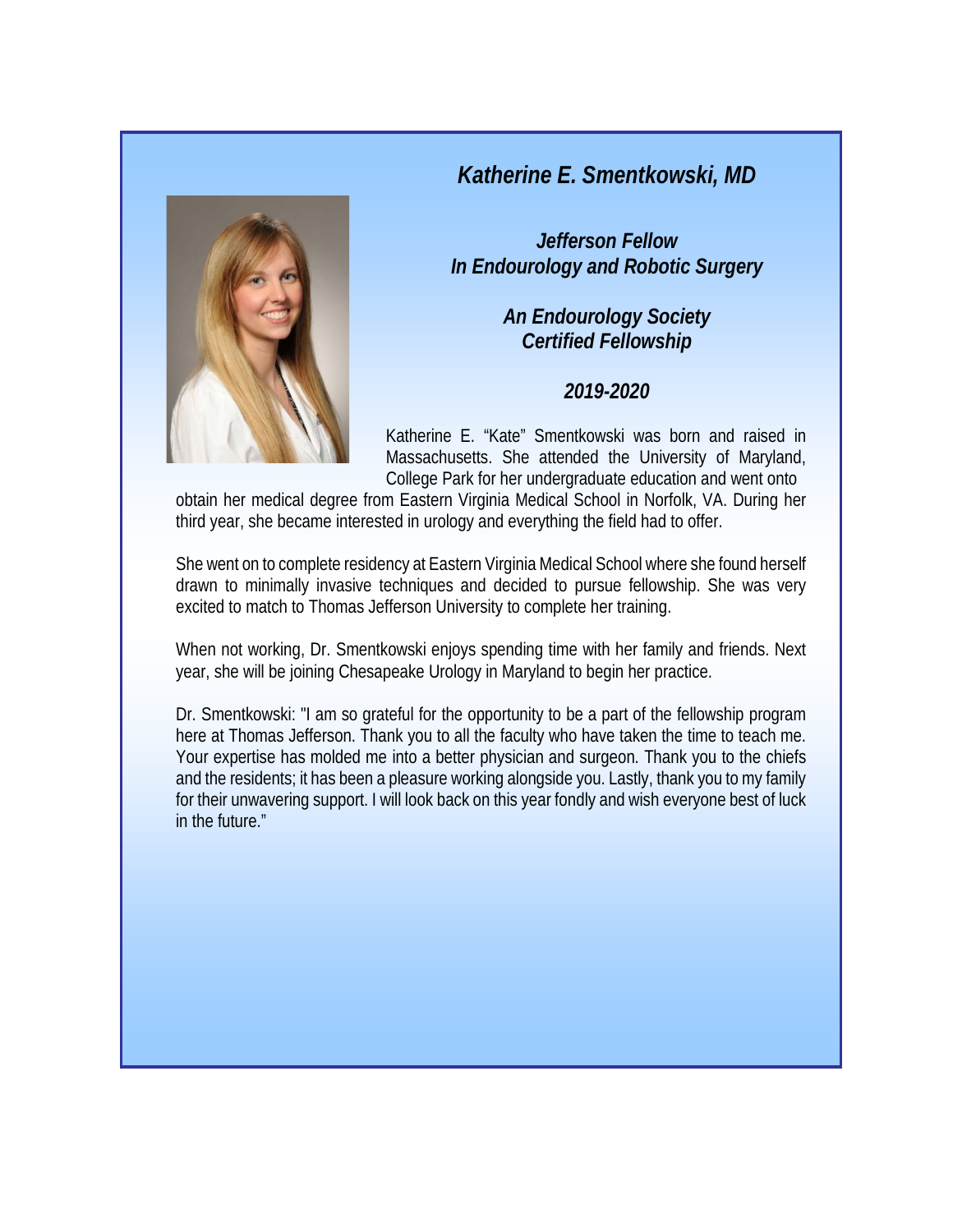# *Katherine E. Smentkowski, MD*

***Jefferson Fellow***
***In Endourology and Robotic Surgery***

***An Endourology Society***
***Certified Fellowship***

***2019-2020***

Katherine E. "Kate" Smentkowski was born and raised in Massachusetts. She attended the University of Maryland, College Park for her undergraduate education and went onto obtain her medical degree from Eastern Virginia Medical School in Norfolk, VA. During her third year, she became interested in urology and everything the field had to offer.

She went on to complete residency at Eastern Virginia Medical School where she found herself drawn to minimally invasive techniques and decided to pursue fellowship. She was very excited to match to Thomas Jefferson University to complete her training.

When not working, Dr. Smentkowski enjoys spending time with her family and friends. Next year, she will be joining Chesapeake Urology in Maryland to begin her practice.

Dr. Smentkowski: "I am so grateful for the opportunity to be a part of the fellowship program here at Thomas Jefferson. Thank you to all the faculty who have taken the time to teach me. Your expertise has molded me into a better physician and surgeon. Thank you to the chiefs and the residents; it has been a pleasure working alongside you. Lastly, thank you to my family for their unwavering support. I will look back on this year fondly and wish everyone best of luck in the future."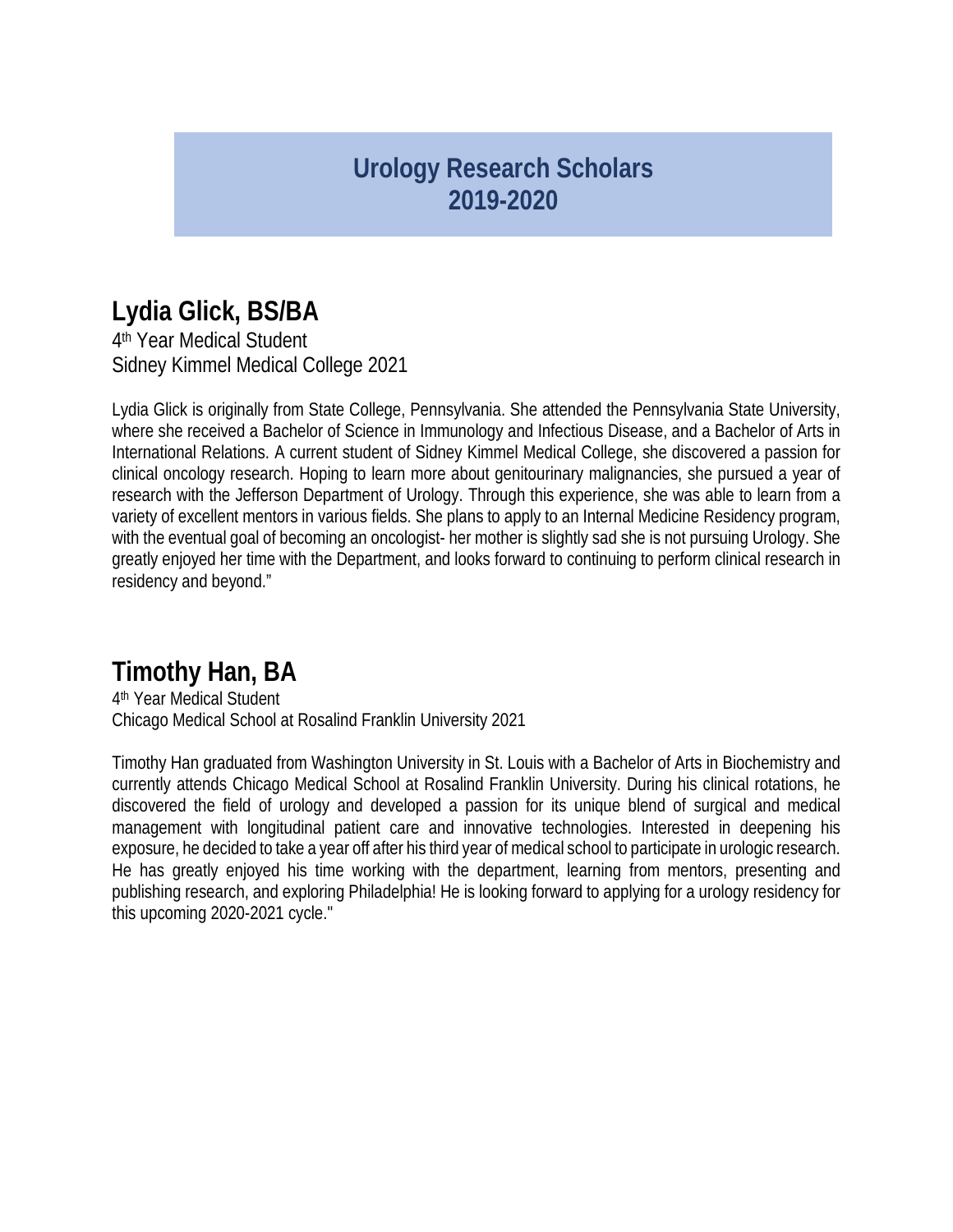# Urology Research Scholars 2019-2020

## Lydia Glick, BS/BA

4th Year Medical Student
Sidney Kimmel Medical College 2021

Lydia Glick is originally from State College, Pennsylvania. She attended the Pennsylvania State University, where she received a Bachelor of Science in Immunology and Infectious Disease, and a Bachelor of Arts in International Relations. A current student of Sidney Kimmel Medical College, she discovered a passion for clinical oncology research. Hoping to learn more about genitourinary malignancies, she pursued a year of research with the Jefferson Department of Urology. Through this experience, she was able to learn from a variety of excellent mentors in various fields. She plans to apply to an Internal Medicine Residency program, with the eventual goal of becoming an oncologist- her mother is slightly sad she is not pursuing Urology. She greatly enjoyed her time with the Department, and looks forward to continuing to perform clinical research in residency and beyond."

## Timothy Han, BA

4th Year Medical Student
Chicago Medical School at Rosalind Franklin University 2021

Timothy Han graduated from Washington University in St. Louis with a Bachelor of Arts in Biochemistry and currently attends Chicago Medical School at Rosalind Franklin University. During his clinical rotations, he discovered the field of urology and developed a passion for its unique blend of surgical and medical management with longitudinal patient care and innovative technologies. Interested in deepening his exposure, he decided to take a year off after his third year of medical school to participate in urologic research. He has greatly enjoyed his time working with the department, learning from mentors, presenting and publishing research, and exploring Philadelphia! He is looking forward to applying for a urology residency for this upcoming 2020-2021 cycle."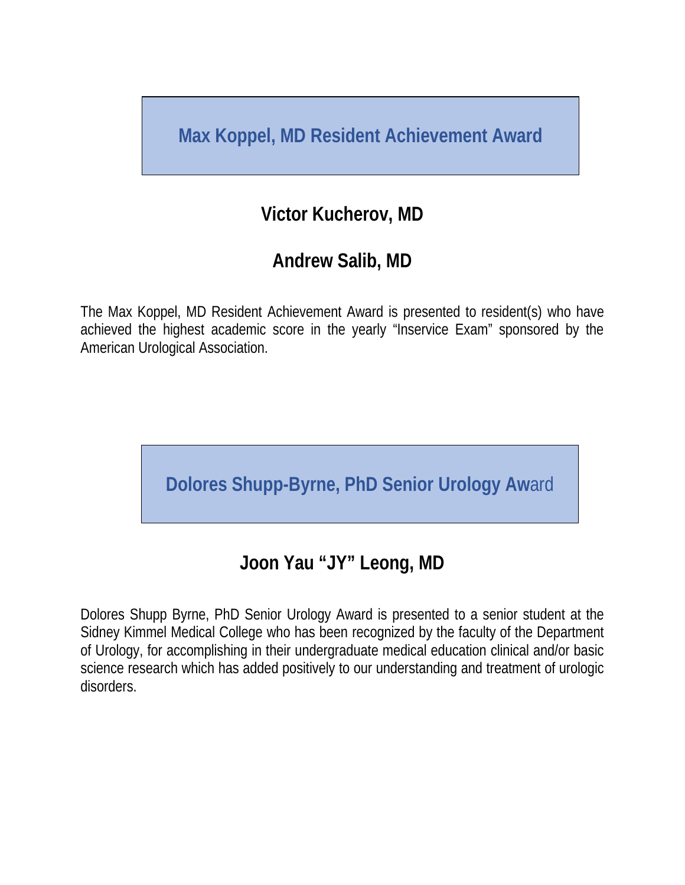## Max Koppel, MD Resident Achievement Award

### Victor Kucherov, MD

### Andrew Salib, MD

The Max Koppel, MD Resident Achievement Award is presented to resident(s) who have achieved the highest academic score in the yearly "Inservice Exam" sponsored by the American Urological Association.

## Dolores Shupp-Byrne, PhD Senior Urology Award

### Joon Yau "JY" Leong, MD

Dolores Shupp Byrne, PhD Senior Urology Award is presented to a senior student at the Sidney Kimmel Medical College who has been recognized by the faculty of the Department of Urology, for accomplishing in their undergraduate medical education clinical and/or basic science research which has added positively to our understanding and treatment of urologic disorders.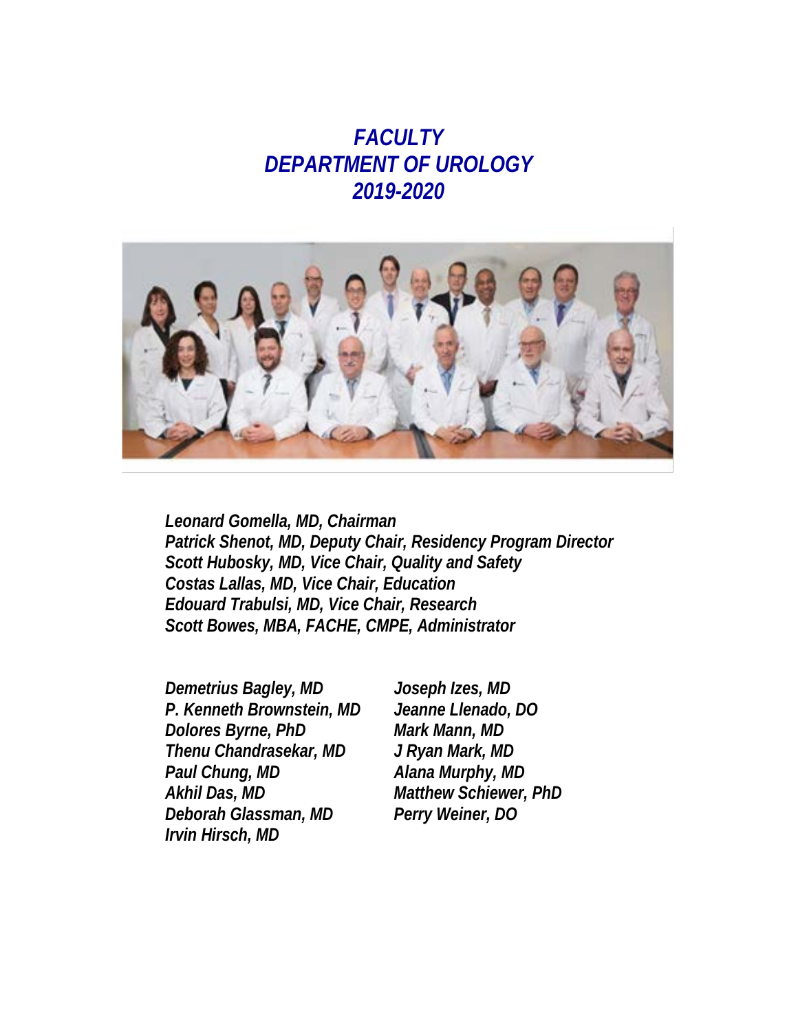# *FACULTY*
# *DEPARTMENT OF UROLOGY*
# *2019-2020*

***Leonard Gomella, MD, Chairman***
***Patrick Shenot, MD, Deputy Chair, Residency Program Director***
***Scott Hubosky, MD, Vice Chair, Quality and Safety***
***Costas Lallas, MD, Vice Chair, Education***
***Edouard Trabulsi, MD, Vice Chair, Research***
***Scott Bowes, MBA, FACHE, CMPE, Administrator***

***Demetrius Bagley, MD***
***P. Kenneth Brownstein, MD***
***Dolores Byrne, PhD***
***Thenu Chandrasekar, MD***
***Paul Chung, MD***
***Akhil Das, MD***
***Deborah Glassman, MD***
***Irvin Hirsch, MD***
***Joseph Izes, MD***
***Jeanne Llenado, DO***
***Mark Mann, MD***
***J Ryan Mark, MD***
***Alana Murphy, MD***
***Matthew Schiewer, PhD***
***Perry Weiner, DO***